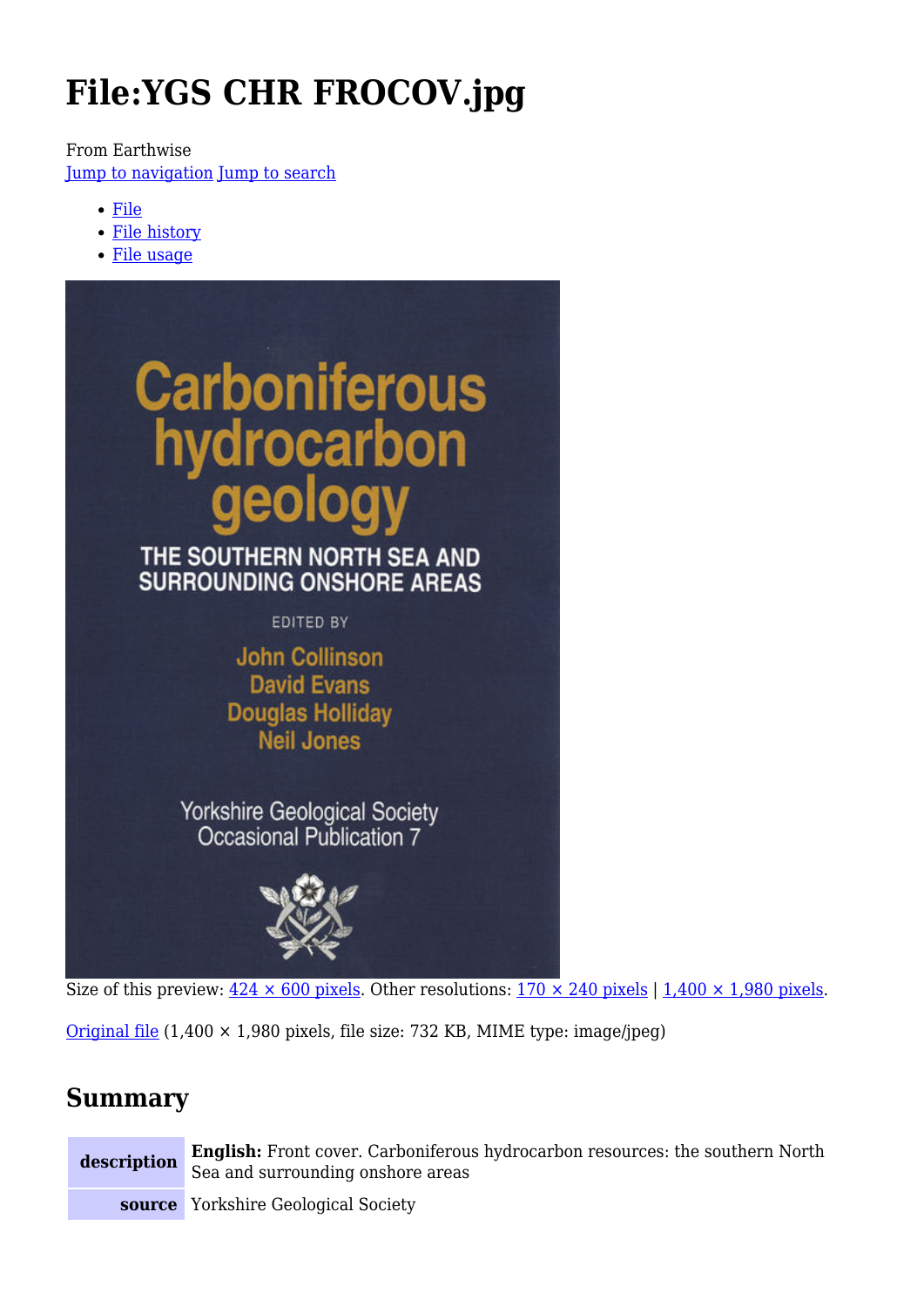# File:YGS CHR FROCOV.jpg

From Earthwise

Jump to navigation Jump to search

- File
- File history
- File usage

Carboniferous hydrocarbon geology

THE SOUTHERN NORTH SEA AND SURROUNDING ONSHORE AREAS

EDITED BY

John Collinson
David Evans
Douglas Holliday
Neil Jones

Yorkshire Geological Society
Occasional Publication 7

Size of this preview: 424 × 600 pixels. Other resolutions: 170 × 240 pixels | 1,400 × 1,980 pixels.

Original file (1,400 × 1,980 pixels, file size: 732 KB, MIME type: image/jpeg)

## Summary

| description | **English:** Front cover. Carboniferous hydrocarbon resources: the southern North Sea and surrounding onshore areas |
|---|---|
| source | Yorkshire Geological Society |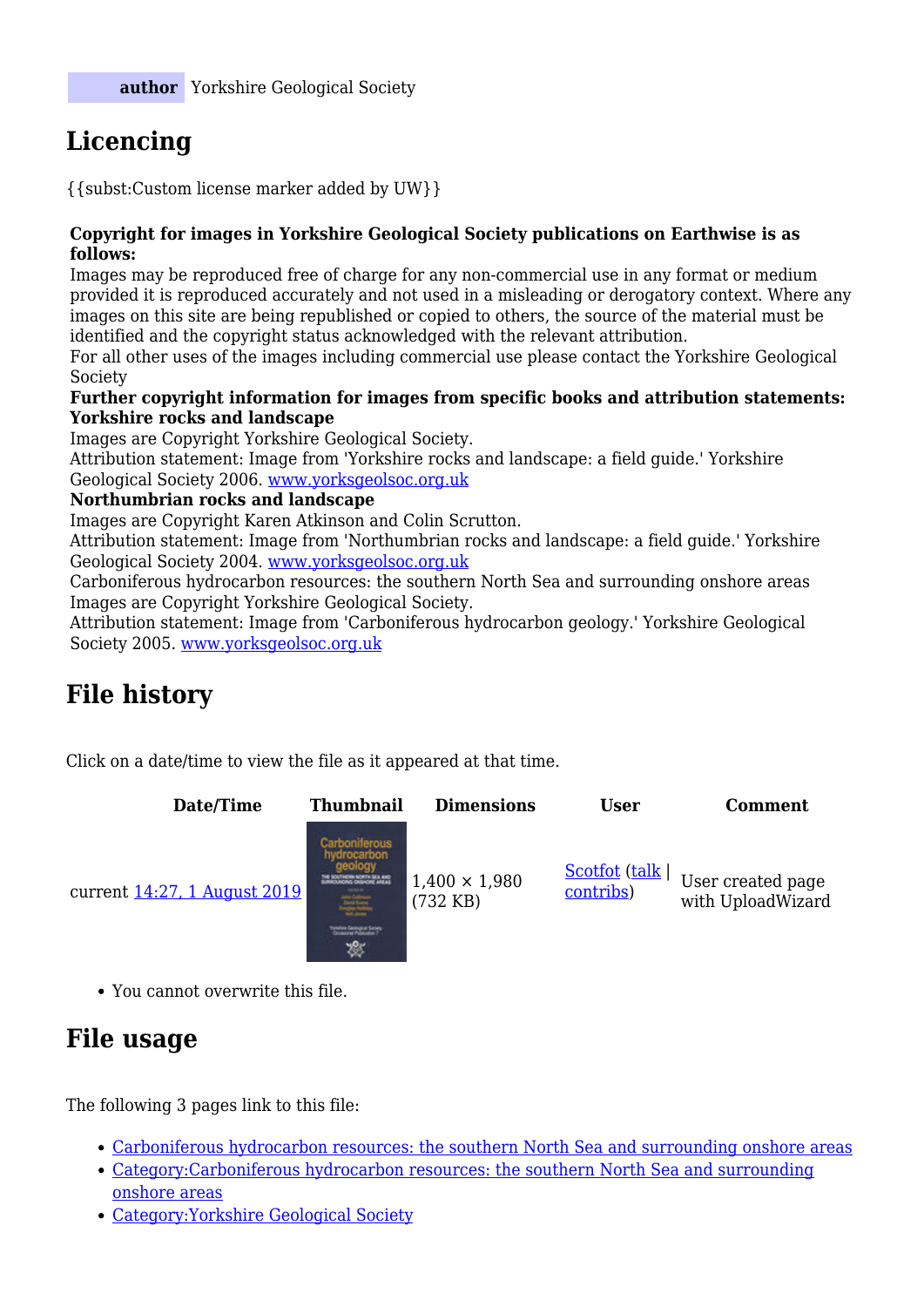| **author** | Yorkshire Geological Society |
| --- | --- |

## Licencing

{{subst:Custom license marker added by UW}}

**Copyright for images in Yorkshire Geological Society publications on Earthwise is as follows:**
Images may be reproduced free of charge for any non-commercial use in any format or medium provided it is reproduced accurately and not used in a misleading or derogatory context. Where any images on this site are being republished or copied to others, the source of the material must be identified and the copyright status acknowledged with the relevant attribution.
For all other uses of the images including commercial use please contact the Yorkshire Geological Society
**Further copyright information for images from specific books and attribution statements:**
**Yorkshire rocks and landscape**
Images are Copyright Yorkshire Geological Society.
Attribution statement: Image from 'Yorkshire rocks and landscape: a field guide.' Yorkshire Geological Society 2006. [www.yorksgeolsoc.org.uk](www.yorksgeolsoc.org.uk)
**Northumbrian rocks and landscape**
Images are Copyright Karen Atkinson and Colin Scrutton.
Attribution statement: Image from 'Northumbrian rocks and landscape: a field guide.' Yorkshire Geological Society 2004. [www.yorksgeolsoc.org.uk](www.yorksgeolsoc.org.uk)
Carboniferous hydrocarbon resources: the southern North Sea and surrounding onshore areas
Images are Copyright Yorkshire Geological Society.
Attribution statement: Image from 'Carboniferous hydrocarbon geology.' Yorkshire Geological Society 2005. [www.yorksgeolsoc.org.uk](www.yorksgeolsoc.org.uk)

## File history

Click on a date/time to view the file as it appeared at that time.

| Date/Time | Thumbnail | Dimensions | User | Comment |
| --- | --- | --- | --- | --- |
| current 14:27, 1 August 2019 | | 1,400 × 1,980 (732 KB) | Scotfot (talk \| contribs) | User created page with UploadWizard |

- You cannot overwrite this file.

## File usage

The following 3 pages link to this file:

- Carboniferous hydrocarbon resources: the southern North Sea and surrounding onshore areas
- Category:Carboniferous hydrocarbon resources: the southern North Sea and surrounding onshore areas
- Category:Yorkshire Geological Society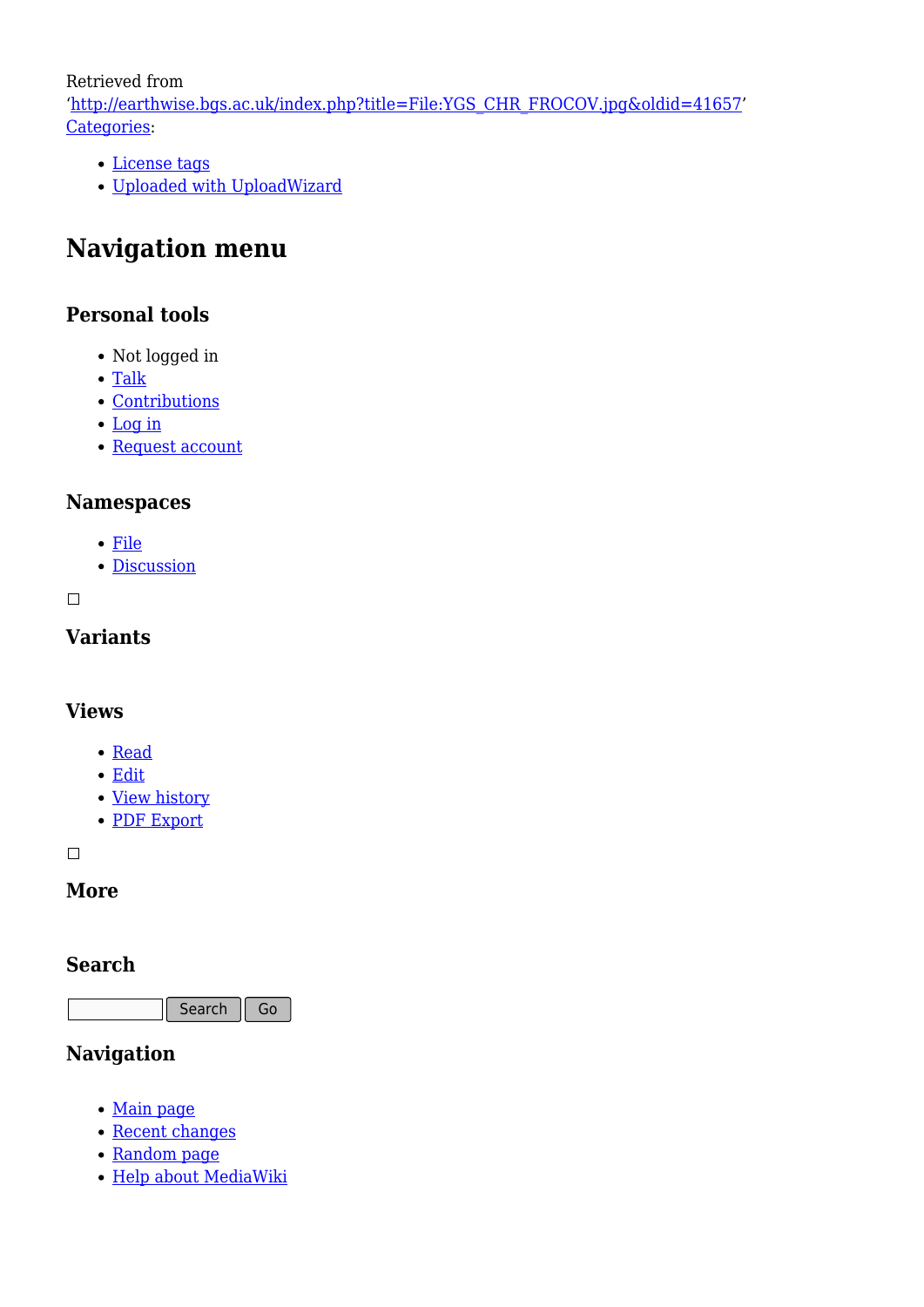Retrieved from
'http://earthwise.bgs.ac.uk/index.php?title=File:YGS_CHR_FROCOV.jpg&oldid=41657'
Categories:

- License tags
- Uploaded with UploadWizard

## Navigation menu

### Personal tools

- Not logged in
- Talk
- Contributions
- Log in
- Request account

### Namespaces

- File
- Discussion

### Variants

### Views

- Read
- Edit
- View history
- PDF Export

### More

### Search

Search Go

### Navigation

- Main page
- Recent changes
- Random page
- Help about MediaWiki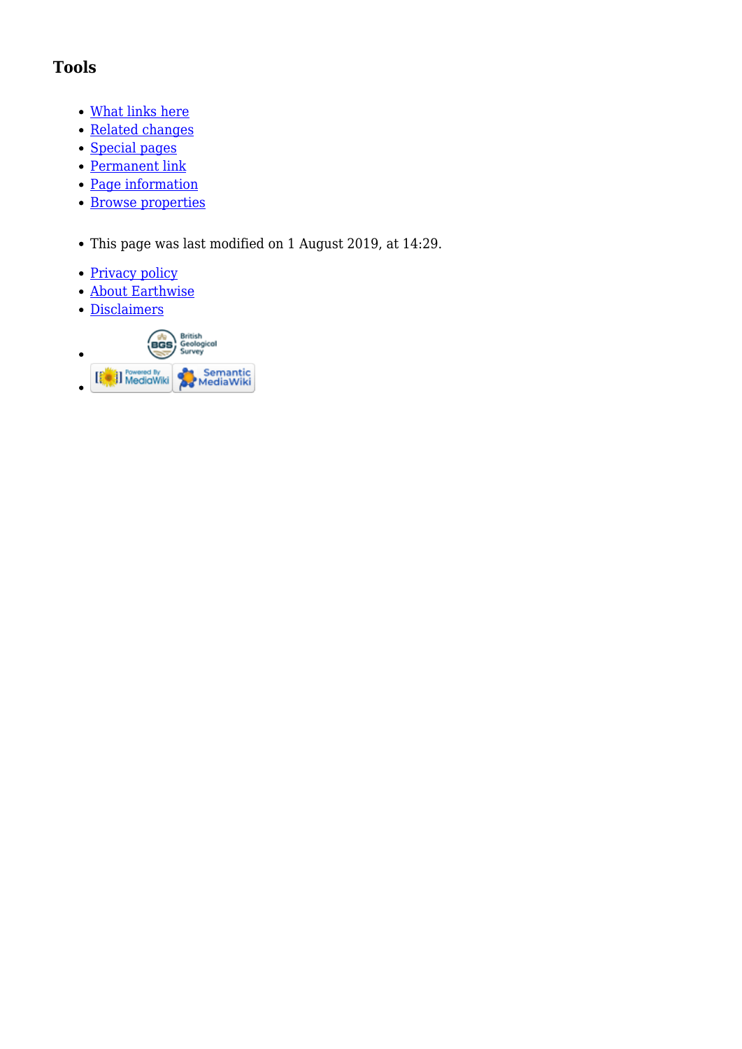### Tools

- What links here
- Related changes
- Special pages
- Permanent link
- Page information
- Browse properties

- This page was last modified on 1 August 2019, at 14:29.

- Privacy policy
- About Earthwise
- Disclaimers